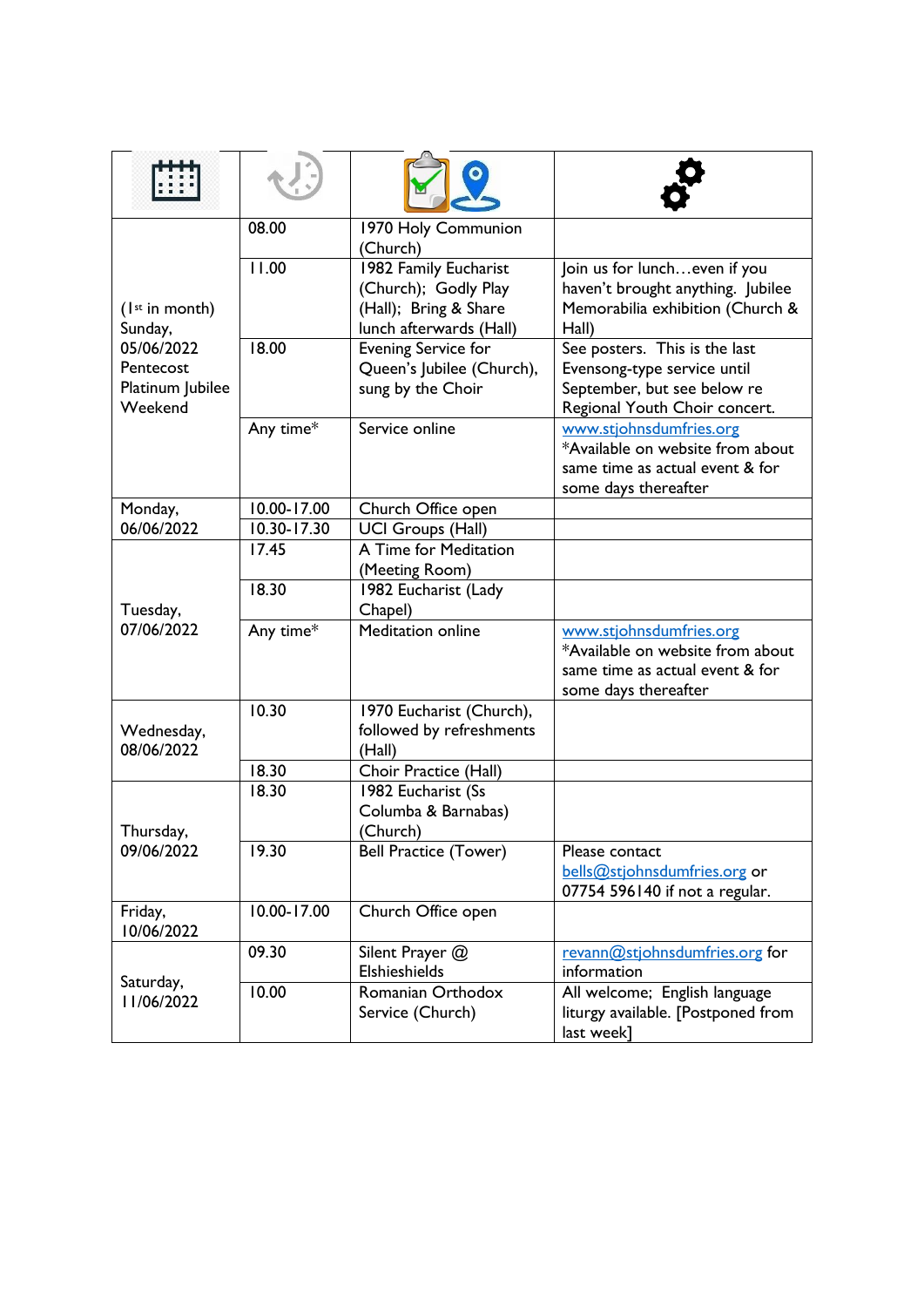| | | | |
|---|---|---|---|
| (1st in month) Sunday, 05/06/2022 Pentecost Platinum Jubilee Weekend | 08.00 | 1970 Holy Communion (Church) | |
| | 11.00 | 1982 Family Eucharist (Church); Godly Play (Hall); Bring & Share lunch afterwards (Hall) | Join us for lunch…even if you haven't brought anything. Jubilee Memorabilia exhibition (Church & Hall) |
| | 18.00 | Evening Service for Queen's Jubilee (Church), sung by the Choir | See posters. This is the last Evensong-type service until September, but see below re Regional Youth Choir concert. |
| | Any time* | Service online | www.stjohnsdumfries.org *Available on website from about same time as actual event & for some days thereafter |
| Monday, 06/06/2022 | 10.00-17.00 | Church Office open | |
| | 10.30-17.30 | UCI Groups (Hall) | |
| Tuesday, 07/06/2022 | 17.45 | A Time for Meditation (Meeting Room) | |
| | 18.30 | 1982 Eucharist (Lady Chapel) | |
| | Any time* | Meditation online | www.stjohnsdumfries.org *Available on website from about same time as actual event & for some days thereafter |
| Wednesday, 08/06/2022 | 10.30 | 1970 Eucharist (Church), followed by refreshments (Hall) | |
| | 18.30 | Choir Practice (Hall) | |
| Thursday, 09/06/2022 | 18.30 | 1982 Eucharist (Ss Columba & Barnabas) (Church) | |
| | 19.30 | Bell Practice (Tower) | Please contact bells@stjohnsdumfries.org or 07754 596140 if not a regular. |
| Friday, 10/06/2022 | 10.00-17.00 | Church Office open | |
| Saturday, 11/06/2022 | 09.30 | Silent Prayer @ Elshieshields | revann@stjohnsdumfries.org for information |
| | 10.00 | Romanian Orthodox Service (Church) | All welcome; English language liturgy available. [Postponed from last week] |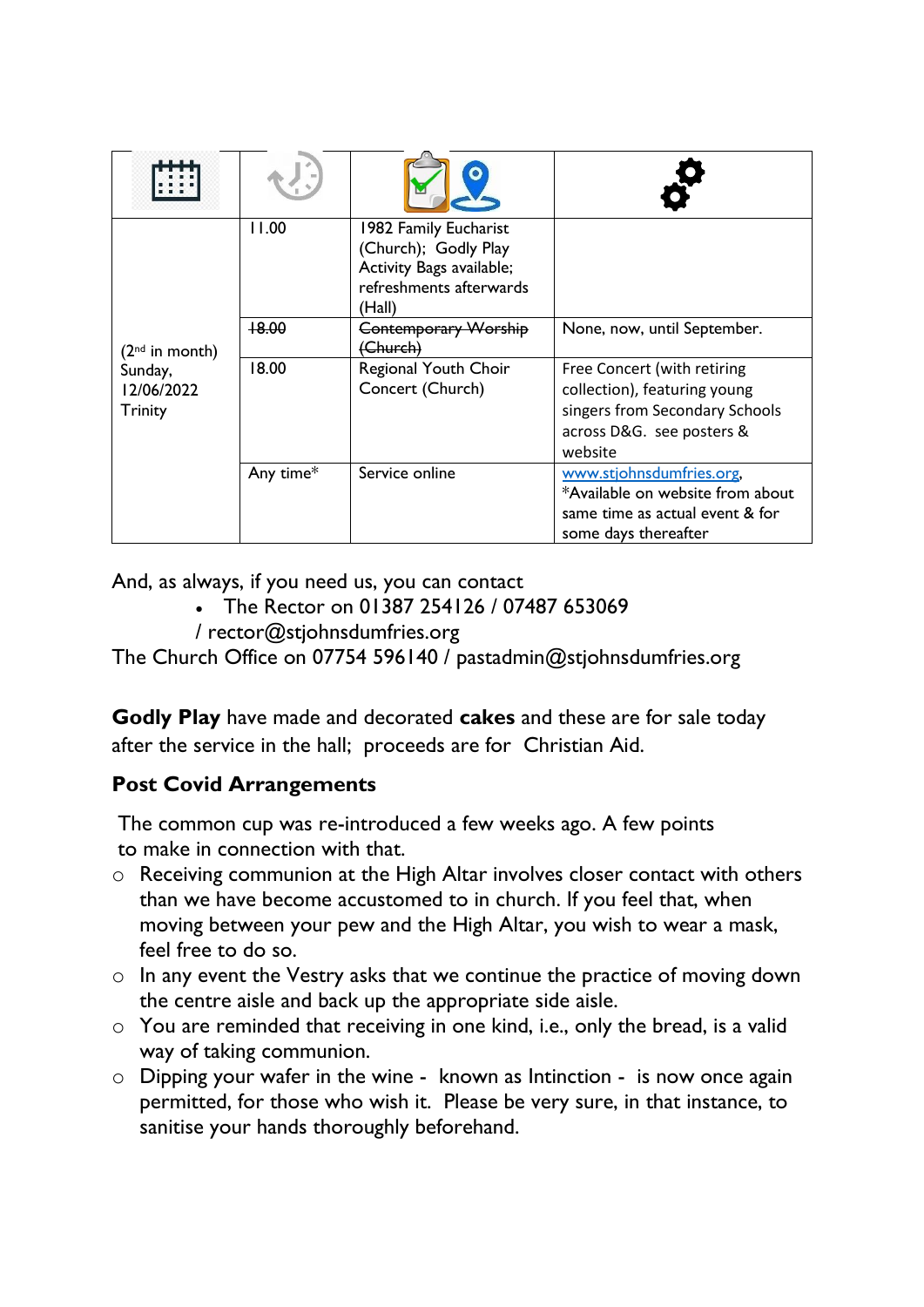| | | | |
|---|---|---|---|
| (2nd in month) Sunday, 12/06/2022 Trinity | 11.00 | 1982 Family Eucharist (Church); Godly Play Activity Bags available; refreshments afterwards (Hall) | |
| | ~~18.00~~ | ~~Contemporary Worship (Church)~~ | None, now, until September. |
| | 18.00 | Regional Youth Choir Concert (Church) | Free Concert (with retiring collection), featuring young singers from Secondary Schools across D&G. see posters & website |
| | Any time* | Service online | www.stjohnsdumfries.org, *Available on website from about same time as actual event & for some days thereafter |

And, as always, if you need us, you can contact

- The Rector on 01387 254126 / 07487 653069 / rector@stjohnsdumfries.org

The Church Office on 07754 596140 / pastadmin@stjohnsdumfries.org

**Godly Play** have made and decorated **cakes** and these are for sale today after the service in the hall; proceeds are for Christian Aid.

**Post Covid Arrangements**

The common cup was re-introduced a few weeks ago. A few points to make in connection with that.

- Receiving communion at the High Altar involves closer contact with others than we have become accustomed to in church. If you feel that, when moving between your pew and the High Altar, you wish to wear a mask, feel free to do so.
- In any event the Vestry asks that we continue the practice of moving down the centre aisle and back up the appropriate side aisle.
- You are reminded that receiving in one kind, i.e., only the bread, is a valid way of taking communion.
- Dipping your wafer in the wine - known as Intinction - is now once again permitted, for those who wish it. Please be very sure, in that instance, to sanitise your hands thoroughly beforehand.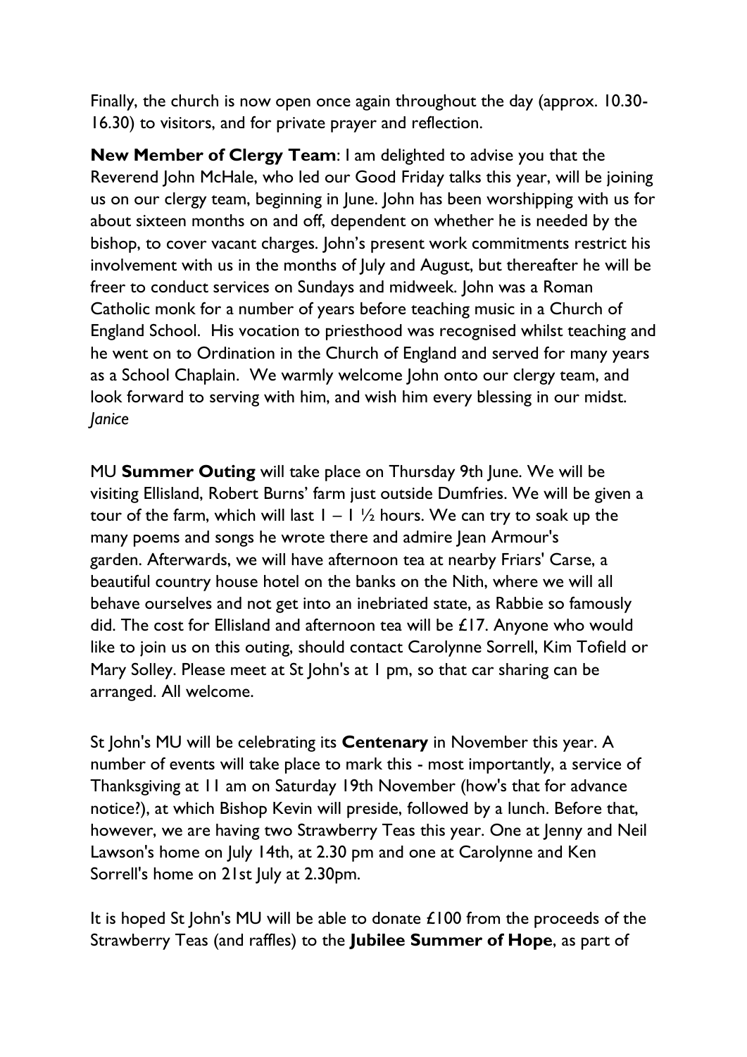Finally, the church is now open once again throughout the day (approx. 10.30-16.30) to visitors, and for private prayer and reflection.

**New Member of Clergy Team**: I am delighted to advise you that the Reverend John McHale, who led our Good Friday talks this year, will be joining us on our clergy team, beginning in June. John has been worshipping with us for about sixteen months on and off, dependent on whether he is needed by the bishop, to cover vacant charges. John's present work commitments restrict his involvement with us in the months of July and August, but thereafter he will be freer to conduct services on Sundays and midweek. John was a Roman Catholic monk for a number of years before teaching music in a Church of England School. His vocation to priesthood was recognised whilst teaching and he went on to Ordination in the Church of England and served for many years as a School Chaplain. We warmly welcome John onto our clergy team, and look forward to serving with him, and wish him every blessing in our midst.
*Janice*

MU **Summer Outing** will take place on Thursday 9th June. We will be visiting Ellisland, Robert Burns' farm just outside Dumfries. We will be given a tour of the farm, which will last 1 – 1 ½ hours. We can try to soak up the many poems and songs he wrote there and admire Jean Armour's garden. Afterwards, we will have afternoon tea at nearby Friars' Carse, a beautiful country house hotel on the banks on the Nith, where we will all behave ourselves and not get into an inebriated state, as Rabbie so famously did. The cost for Ellisland and afternoon tea will be £17. Anyone who would like to join us on this outing, should contact Carolynne Sorrell, Kim Tofield or Mary Solley. Please meet at St John's at 1 pm, so that car sharing can be arranged. All welcome.

St John's MU will be celebrating its **Centenary** in November this year. A number of events will take place to mark this - most importantly, a service of Thanksgiving at 11 am on Saturday 19th November (how's that for advance notice?), at which Bishop Kevin will preside, followed by a lunch. Before that, however, we are having two Strawberry Teas this year. One at Jenny and Neil Lawson's home on July 14th, at 2.30 pm and one at Carolynne and Ken Sorrell's home on 21st July at 2.30pm.

It is hoped St John's MU will be able to donate £100 from the proceeds of the Strawberry Teas (and raffles) to the **Jubilee Summer of Hope**, as part of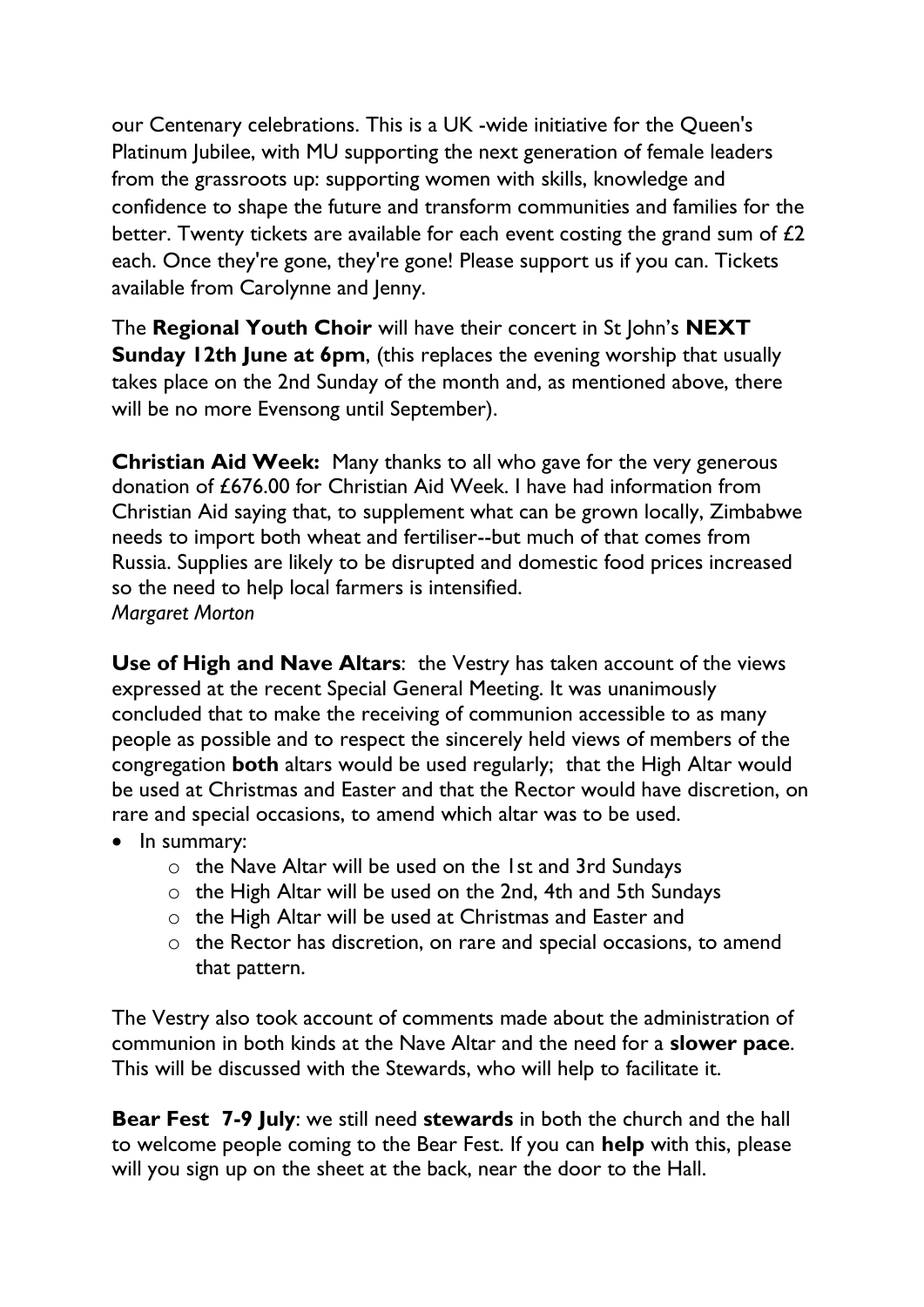our Centenary celebrations. This is a UK -wide initiative for the Queen's Platinum Jubilee, with MU supporting the next generation of female leaders from the grassroots up: supporting women with skills, knowledge and confidence to shape the future and transform communities and families for the better. Twenty tickets are available for each event costing the grand sum of £2 each. Once they're gone, they're gone! Please support us if you can. Tickets available from Carolynne and Jenny.

The **Regional Youth Choir** will have their concert in St John's **NEXT Sunday 12th June at 6pm**, (this replaces the evening worship that usually takes place on the 2nd Sunday of the month and, as mentioned above, there will be no more Evensong until September).

**Christian Aid Week:** Many thanks to all who gave for the very generous donation of £676.00 for Christian Aid Week. I have had information from Christian Aid saying that, to supplement what can be grown locally, Zimbabwe needs to import both wheat and fertiliser--but much of that comes from Russia. Supplies are likely to be disrupted and domestic food prices increased so the need to help local farmers is intensified.
*Margaret Morton*

**Use of High and Nave Altars**: the Vestry has taken account of the views expressed at the recent Special General Meeting. It was unanimously concluded that to make the receiving of communion accessible to as many people as possible and to respect the sincerely held views of members of the congregation **both** altars would be used regularly; that the High Altar would be used at Christmas and Easter and that the Rector would have discretion, on rare and special occasions, to amend which altar was to be used.

- In summary:
  - the Nave Altar will be used on the 1st and 3rd Sundays
  - the High Altar will be used on the 2nd, 4th and 5th Sundays
  - the High Altar will be used at Christmas and Easter and
  - the Rector has discretion, on rare and special occasions, to amend that pattern.

The Vestry also took account of comments made about the administration of communion in both kinds at the Nave Altar and the need for a **slower pace**. This will be discussed with the Stewards, who will help to facilitate it.

**Bear Fest 7-9 July**: we still need **stewards** in both the church and the hall to welcome people coming to the Bear Fest. If you can **help** with this, please will you sign up on the sheet at the back, near the door to the Hall.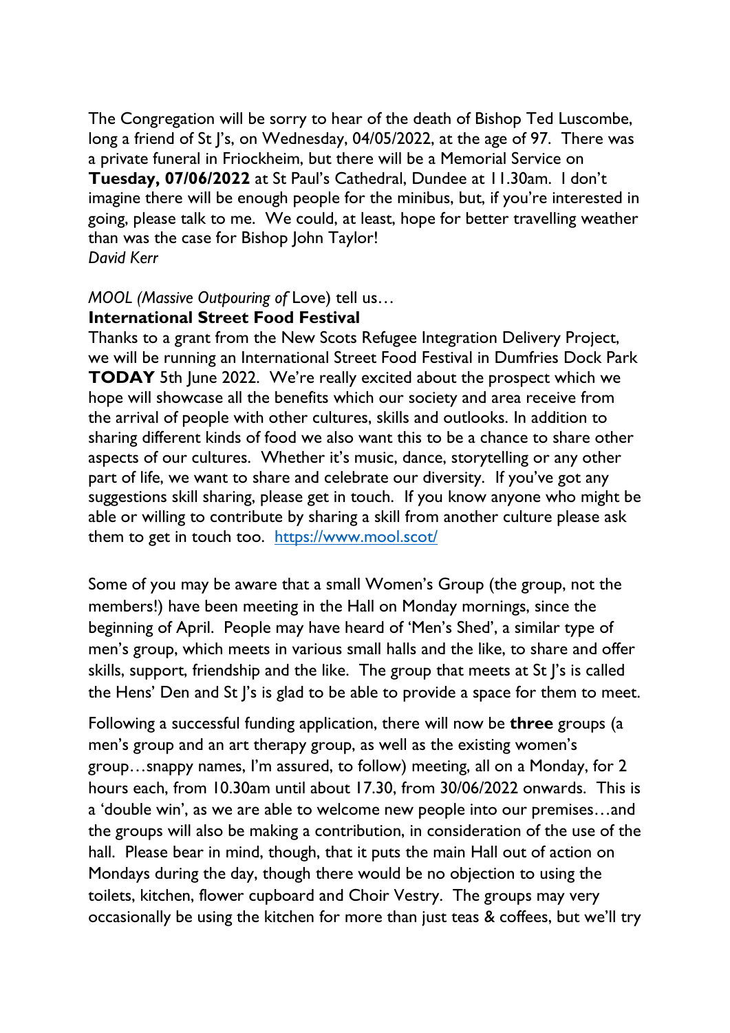The Congregation will be sorry to hear of the death of Bishop Ted Luscombe, long a friend of St J's, on Wednesday, 04/05/2022, at the age of 97. There was a private funeral in Friockheim, but there will be a Memorial Service on **Tuesday, 07/06/2022** at St Paul's Cathedral, Dundee at 11.30am. I don't imagine there will be enough people for the minibus, but, if you're interested in going, please talk to me. We could, at least, hope for better travelling weather than was the case for Bishop John Taylor!
*David Kerr*

*MOOL (Massive Outpouring of* Love) tell us…
**International Street Food Festival**
Thanks to a grant from the New Scots Refugee Integration Delivery Project, we will be running an International Street Food Festival in Dumfries Dock Park **TODAY** 5th June 2022. We're really excited about the prospect which we hope will showcase all the benefits which our society and area receive from the arrival of people with other cultures, skills and outlooks. In addition to sharing different kinds of food we also want this to be a chance to share other aspects of our cultures. Whether it's music, dance, storytelling or any other part of life, we want to share and celebrate our diversity. If you've got any suggestions skill sharing, please get in touch. If you know anyone who might be able or willing to contribute by sharing a skill from another culture please ask them to get in touch too. https://www.mool.scot/

Some of you may be aware that a small Women's Group (the group, not the members!) have been meeting in the Hall on Monday mornings, since the beginning of April. People may have heard of 'Men's Shed', a similar type of men's group, which meets in various small halls and the like, to share and offer skills, support, friendship and the like. The group that meets at St J's is called the Hens' Den and St J's is glad to be able to provide a space for them to meet.

Following a successful funding application, there will now be **three** groups (a men's group and an art therapy group, as well as the existing women's group…snappy names, I'm assured, to follow) meeting, all on a Monday, for 2 hours each, from 10.30am until about 17.30, from 30/06/2022 onwards. This is a 'double win', as we are able to welcome new people into our premises…and the groups will also be making a contribution, in consideration of the use of the hall. Please bear in mind, though, that it puts the main Hall out of action on Mondays during the day, though there would be no objection to using the toilets, kitchen, flower cupboard and Choir Vestry. The groups may very occasionally be using the kitchen for more than just teas & coffees, but we'll try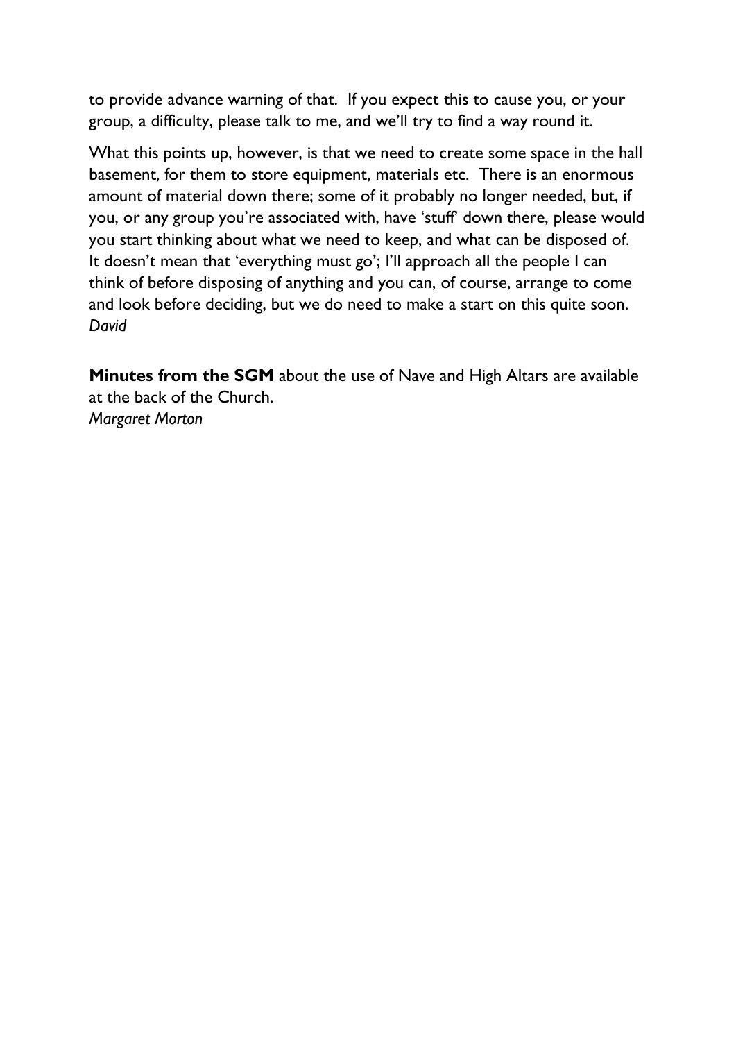to provide advance warning of that. If you expect this to cause you, or your group, a difficulty, please talk to me, and we'll try to find a way round it.

What this points up, however, is that we need to create some space in the hall basement, for them to store equipment, materials etc. There is an enormous amount of material down there; some of it probably no longer needed, but, if you, or any group you're associated with, have 'stuff' down there, please would you start thinking about what we need to keep, and what can be disposed of. It doesn't mean that 'everything must go'; I'll approach all the people I can think of before disposing of anything and you can, of course, arrange to come and look before deciding, but we do need to make a start on this quite soon.
*David*

**Minutes from the SGM** about the use of Nave and High Altars are available at the back of the Church.
*Margaret Morton*